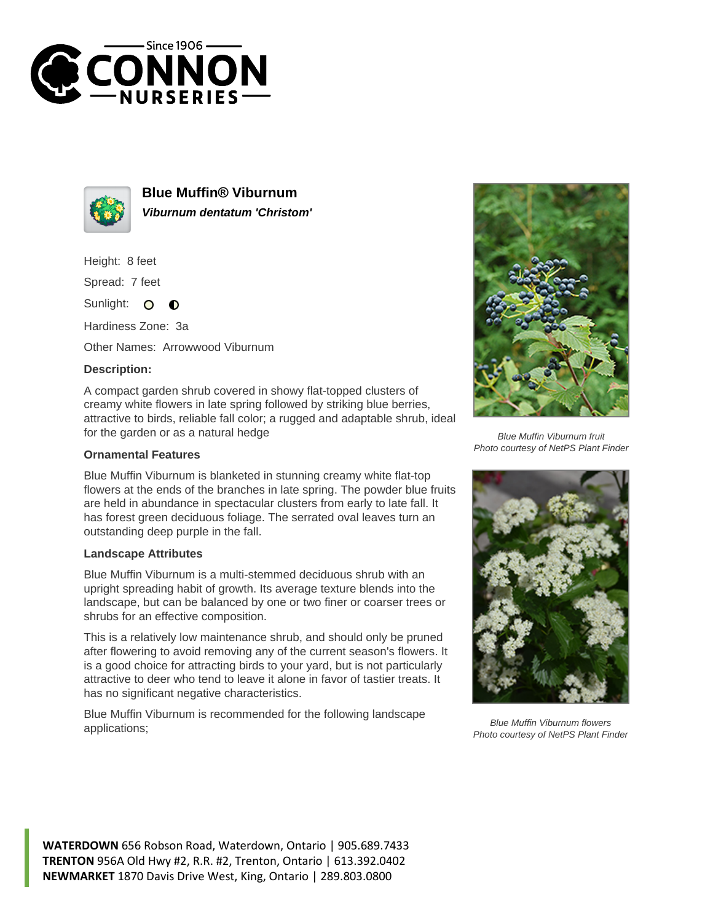# Blue Muffin® Viburnum

***Viburnum dentatum 'Christom'***

Height: 8 feet

Spread: 7 feet

Sunlight: ○ ◐

Hardiness Zone: 3a

Other Names: Arrowwood Viburnum

**Description:**

A compact garden shrub covered in showy flat-topped clusters of creamy white flowers in late spring followed by striking blue berries, attractive to birds, reliable fall color; a rugged and adaptable shrub, ideal for the garden or as a natural hedge

### Ornamental Features

Blue Muffin Viburnum is blanketed in stunning creamy white flat-top flowers at the ends of the branches in late spring. The powder blue fruits are held in abundance in spectacular clusters from early to late fall. It has forest green deciduous foliage. The serrated oval leaves turn an outstanding deep purple in the fall.

### Landscape Attributes

Blue Muffin Viburnum is a multi-stemmed deciduous shrub with an upright spreading habit of growth. Its average texture blends into the landscape, but can be balanced by one or two finer or coarser trees or shrubs for an effective composition.

This is a relatively low maintenance shrub, and should only be pruned after flowering to avoid removing any of the current season's flowers. It is a good choice for attracting birds to your yard, but is not particularly attractive to deer who tend to leave it alone in favor of tastier treats. It has no significant negative characteristics.

Blue Muffin Viburnum is recommended for the following landscape applications;

*Blue Muffin Viburnum fruit*
*Photo courtesy of NetPS Plant Finder*

*Blue Muffin Viburnum flowers*
*Photo courtesy of NetPS Plant Finder*

**WATERDOWN** 656 Robson Road, Waterdown, Ontario | 905.689.7433
**TRENTON** 956A Old Hwy #2, R.R. #2, Trenton, Ontario | 613.392.0402
**NEWMARKET** 1870 Davis Drive West, King, Ontario | 289.803.0800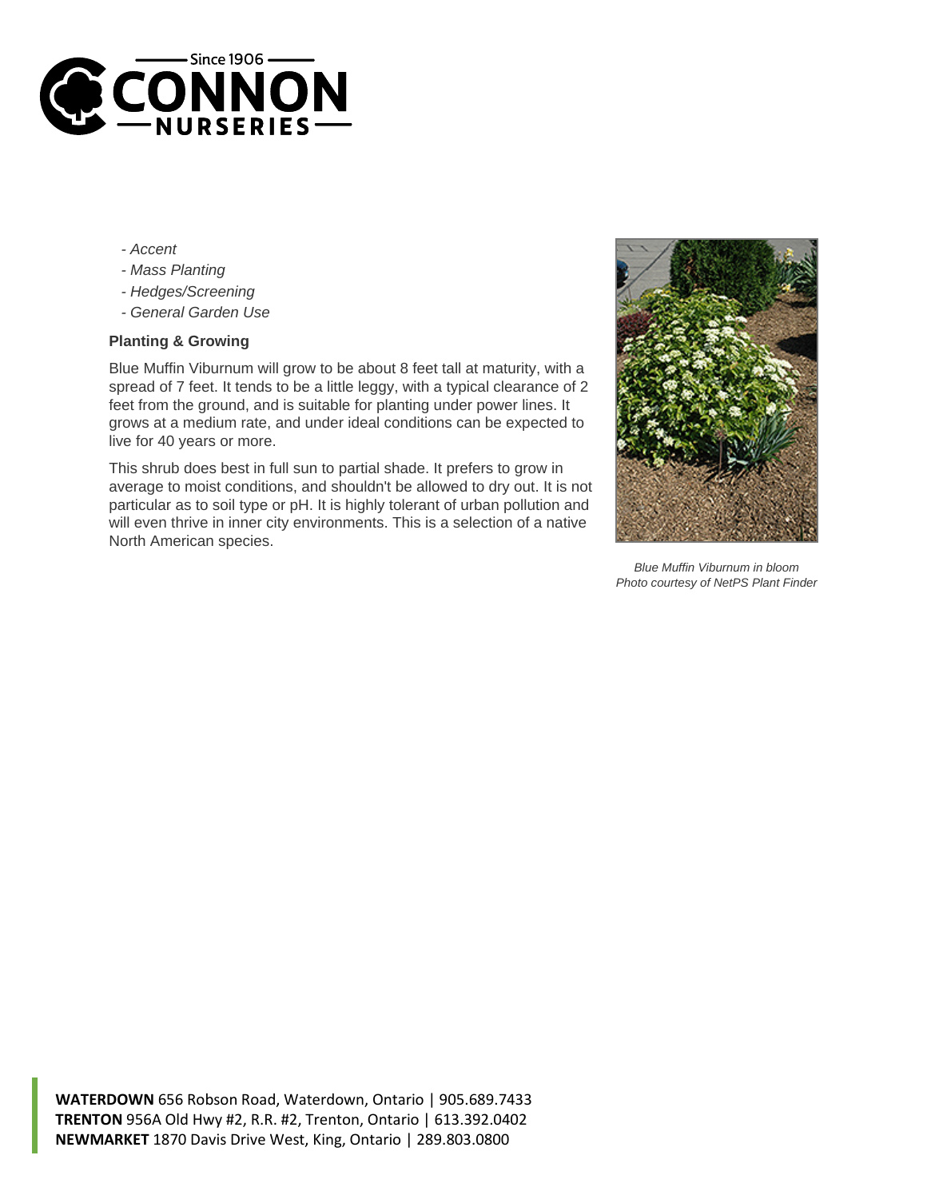- *Accent*
- *Mass Planting*
- *Hedges/Screening*
- *General Garden Use*

**Planting & Growing**

Blue Muffin Viburnum will grow to be about 8 feet tall at maturity, with a spread of 7 feet. It tends to be a little leggy, with a typical clearance of 2 feet from the ground, and is suitable for planting under power lines. It grows at a medium rate, and under ideal conditions can be expected to live for 40 years or more.

This shrub does best in full sun to partial shade. It prefers to grow in average to moist conditions, and shouldn't be allowed to dry out. It is not particular as to soil type or pH. It is highly tolerant of urban pollution and will even thrive in inner city environments. This is a selection of a native North American species.

*Blue Muffin Viburnum in bloom*
*Photo courtesy of NetPS Plant Finder*

**WATERDOWN** 656 Robson Road, Waterdown, Ontario | 905.689.7433
**TRENTON** 956A Old Hwy #2, R.R. #2, Trenton, Ontario | 613.392.0402
**NEWMARKET** 1870 Davis Drive West, King, Ontario | 289.803.0800